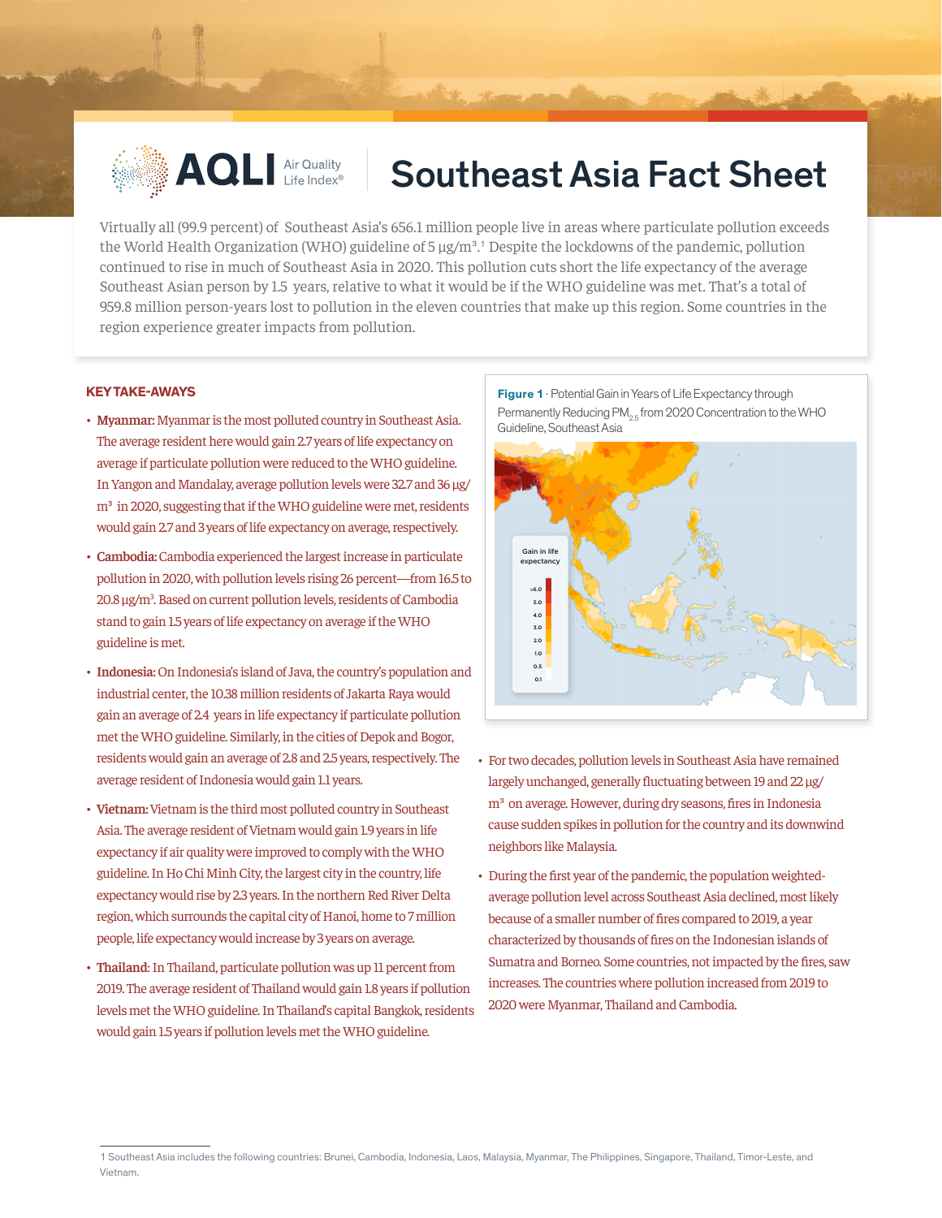# Southeast Asia Fact Sheet

Virtually all (99.9 percent) of Southeast Asia's 656.1 million people live in areas where particulate pollution exceeds the World Health Organization (WHO) guideline of 5 µg/m³.[1] Despite the lockdowns of the pandemic, pollution continued to rise in much of Southeast Asia in 2020. This pollution cuts short the life expectancy of the average Southeast Asian person by 1.5 years, relative to what it would be if the WHO guideline was met. That's a total of 959.8 million person-years lost to pollution in the eleven countries that make up this region. Some countries in the region experience greater impacts from pollution.

## KEY TAKE-AWAYS

- **Myanmar:** Myanmar is the most polluted country in Southeast Asia. The average resident here would gain 2.7 years of life expectancy on average if particulate pollution were reduced to the WHO guideline. In Yangon and Mandalay, average pollution levels were 32.7 and 36 µg/m³ in 2020, suggesting that if the WHO guideline were met, residents would gain 2.7 and 3 years of life expectancy on average, respectively.
- **Cambodia:** Cambodia experienced the largest increase in particulate pollution in 2020, with pollution levels rising 26 percent—from 16.5 to 20.8 µg/m³. Based on current pollution levels, residents of Cambodia stand to gain 1.5 years of life expectancy on average if the WHO guideline is met.
- **Indonesia:** On Indonesia's island of Java, the country's population and industrial center, the 10.38 million residents of Jakarta Raya would gain an average of 2.4 years in life expectancy if particulate pollution met the WHO guideline. Similarly, in the cities of Depok and Bogor, residents would gain an average of 2.8 and 2.5 years, respectively. The average resident of Indonesia would gain 1.1 years.
- **Vietnam:** Vietnam is the third most polluted country in Southeast Asia. The average resident of Vietnam would gain 1.9 years in life expectancy if air quality were improved to comply with the WHO guideline. In Ho Chi Minh City, the largest city in the country, life expectancy would rise by 2.3 years. In the northern Red River Delta region, which surrounds the capital city of Hanoi, home to 7 million people, life expectancy would increase by 3 years on average.
- **Thailand**: In Thailand, particulate pollution was up 11 percent from 2019. The average resident of Thailand would gain 1.8 years if pollution levels met the WHO guideline. In Thailand's capital Bangkok, residents would gain 1.5 years if pollution levels met the WHO guideline.

**Figure 1** · Potential Gain in Years of Life Expectancy through Permanently Reducing $PM_{2.5}$ from 2020 Concentration to the WHO Guideline, Southeast Asia

- For two decades, pollution levels in Southeast Asia have remained largely unchanged, generally fluctuating between 19 and 22 µg/m³ on average. However, during dry seasons, fires in Indonesia cause sudden spikes in pollution for the country and its downwind neighbors like Malaysia.
- During the first year of the pandemic, the population weighted-average pollution level across Southeast Asia declined, most likely because of a smaller number of fires compared to 2019, a year characterized by thousands of fires on the Indonesian islands of Sumatra and Borneo. Some countries, not impacted by the fires, saw increases. The countries where pollution increased from 2019 to 2020 were Myanmar, Thailand and Cambodia.

[1] Southeast Asia includes the following countries: Brunei, Cambodia, Indonesia, Laos, Malaysia, Myanmar, The Philippines, Singapore, Thailand, Timor-Leste, and Vietnam.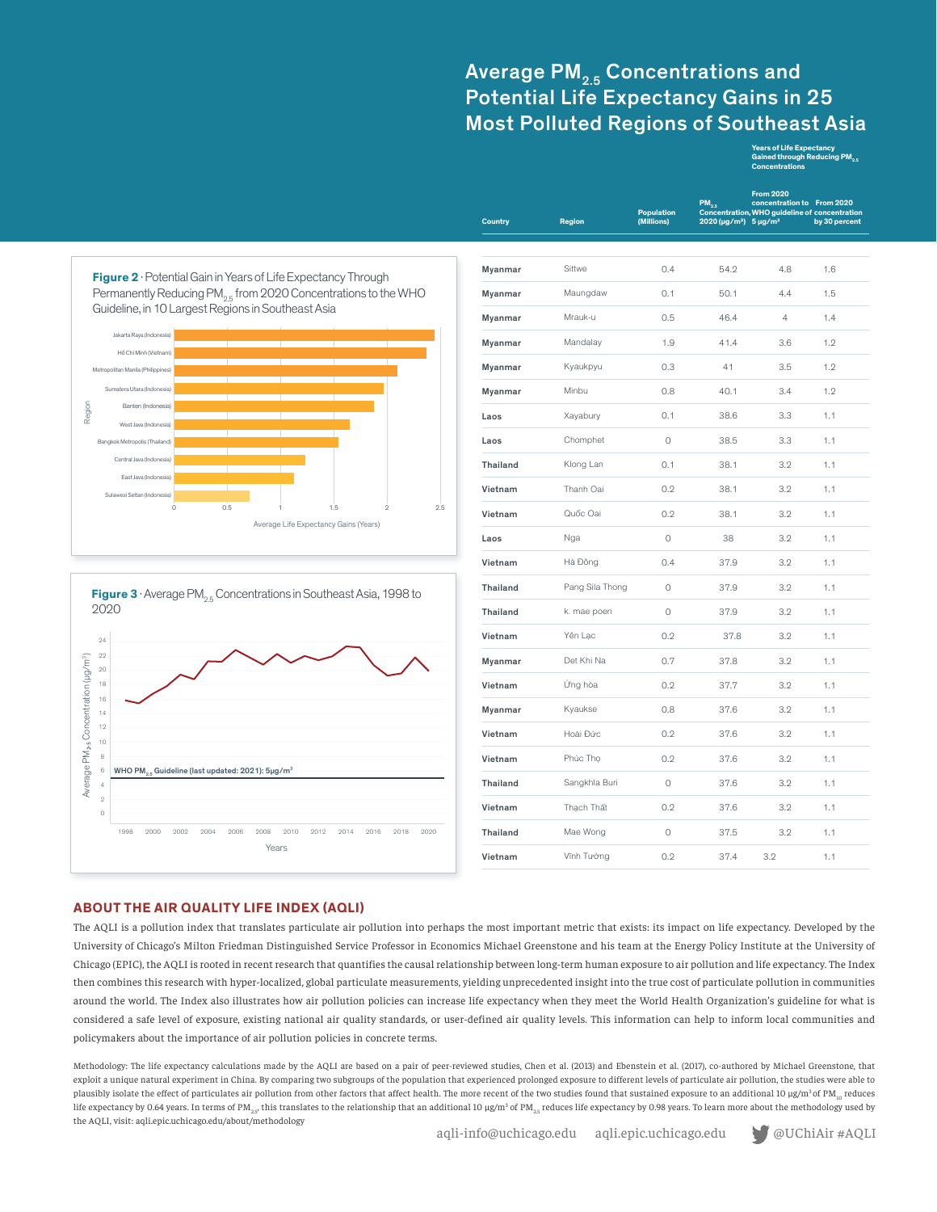# Average $PM_{2.5}$ Concentrations and Potential Life Expectancy Gains in 25 Most Polluted Regions of Southeast Asia

| Country | Region | Population (Millions) | $PM_{2.5}$ Concentration, 2020 (µg/m³) | Years of Life Expectancy Gained through Reducing $PM_{2.5}$ Concentrations: From 2020 concentration to WHO guideline of 5 µg/m³ | Years of Life Expectancy Gained through Reducing $PM_{2.5}$ Concentrations: From 2020 concentration by 30 percent |
|---|---|---|---|---|---|
| Myanmar | Sittwe | 0.4 | 54.2 | 4.8 | 1.6 |
| Myanmar | Maungdaw | 0.1 | 50.1 | 4.4 | 1.5 |
| Myanmar | Mrauk-u | 0.5 | 46.4 | 4 | 1.4 |
| Myanmar | Mandalay | 1.9 | 41.4 | 3.6 | 1.2 |
| Myanmar | Kyaukpyu | 0.3 | 41 | 3.5 | 1.2 |
| Myanmar | Minbu | 0.8 | 40.1 | 3.4 | 1.2 |
| Laos | Xayabury | 0.1 | 38.6 | 3.3 | 1.1 |
| Laos | Chomphet | 0 | 38.5 | 3.3 | 1.1 |
| Thailand | Klong Lan | 0.1 | 38.1 | 3.2 | 1.1 |
| Vietnam | Thanh Oai | 0.2 | 38.1 | 3.2 | 1.1 |
| Vietnam | Quốc Oai | 0.2 | 38.1 | 3.2 | 1.1 |
| Laos | Nga | 0 | 38 | 3.2 | 1.1 |
| Vietnam | Hà Đông | 0.4 | 37.9 | 3.2 | 1.1 |
| Thailand | Pang Sila Thong | 0 | 37.9 | 3.2 | 1.1 |
| Thailand | k. mae poen | 0 | 37.9 | 3.2 | 1.1 |
| Vietnam | Yên Lạc | 0.2 | 37.8 | 3.2 | 1.1 |
| Myanmar | Det Khi Na | 0.7 | 37.8 | 3.2 | 1.1 |
| Vietnam | Ứng hòa | 0.2 | 37.7 | 3.2 | 1.1 |
| Myanmar | Kyaukse | 0.8 | 37.6 | 3.2 | 1.1 |
| Vietnam | Hoài Đức | 0.2 | 37.6 | 3.2 | 1.1 |
| Vietnam | Phúc Thọ | 0.2 | 37.6 | 3.2 | 1.1 |
| Thailand | Sangkhla Buri | 0 | 37.6 | 3.2 | 1.1 |
| Vietnam | Thạch Thất | 0.2 | 37.6 | 3.2 | 1.1 |
| Thailand | Mae Wong | 0 | 37.5 | 3.2 | 1.1 |
| Vietnam | Vĩnh Tường | 0.2 | 37.4 | 3.2 | 1.1 |

**Figure 2** · Potential Gain in Years of Life Expectancy Through Permanently Reducing $PM_{2.5}$ from 2020 Concentrations to the WHO Guideline, in 10 Largest Regions in Southeast Asia

Region
Jakarta Raya (Indonesia)
Hồ Chí Minh (Vietnam)
Metropolitan Manila (Philippines)
Sumatera Utara (Indonesia)
Banten (Indonesia)
West Java (Indonesia)
Bangkok Metropolis (Thailand)
Central Java (Indonesia)
East Java (Indonesia)
Sulawesi Seltan (Indonesia)
0 0.5 1 1.5 2 2.5
Average Life Expectancy Gains (Years)

**Figure 3** · Average $PM_{2.5}$ Concentrations in Southeast Asia, 1998 to 2020

Average $PM_{2.5}$ Concentration (µg/m³)
0 2 4 6 8 10 12 14 16 18 20 22 24
WHO $PM_{2.5}$ Guideline (last updated: 2021): 5µg/m³
1998 2000 2002 2004 2006 2008 2010 2012 2014 2016 2018 2020
Years

## ABOUT THE AIR QUALITY LIFE INDEX (AQLI)

The AQLI is a pollution index that translates particulate air pollution into perhaps the most important metric that exists: its impact on life expectancy. Developed by the University of Chicago's Milton Friedman Distinguished Service Professor in Economics Michael Greenstone and his team at the Energy Policy Institute at the University of Chicago (EPIC), the AQLI is rooted in recent research that quantifies the causal relationship between long-term human exposure to air pollution and life expectancy. The Index then combines this research with hyper-localized, global particulate measurements, yielding unprecedented insight into the true cost of particulate pollution in communities around the world. The Index also illustrates how air pollution policies can increase life expectancy when they meet the World Health Organization's guideline for what is considered a safe level of exposure, existing national air quality standards, or user-defined air quality levels. This information can help to inform local communities and policymakers about the importance of air pollution policies in concrete terms.

Methodology: The life expectancy calculations made by the AQLI are based on a pair of peer-reviewed studies, Chen et al. (2013) and Ebenstein et al. (2017), co-authored by Michael Greenstone, that exploit a unique natural experiment in China. By comparing two subgroups of the population that experienced prolonged exposure to different levels of particulate air pollution, the studies were able to plausibly isolate the effect of particulates air pollution from other factors that affect health. The more recent of the two studies found that sustained exposure to an additional 10 µg/m³ of $PM_{10}$ reduces life expectancy by 0.64 years. In terms of $PM_{2.5}$, this translates to the relationship that an additional 10 µg/m³ of $PM_{2.5}$ reduces life expectancy by 0.98 years. To learn more about the methodology used by the AQLI, visit: aqli.epic.uchicago.edu/about/methodology

aqli-info@uchicago.edu aqli.epic.uchicago.edu @UChiAir #AQLI